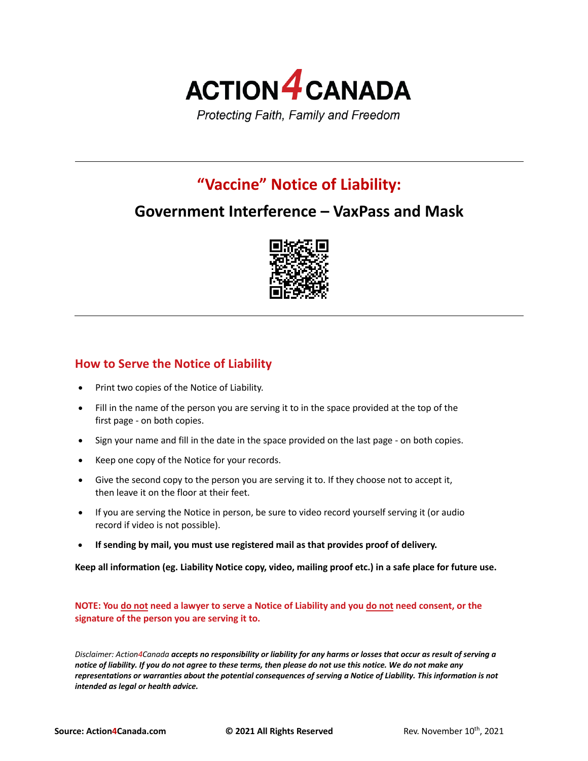# ACTION4CANADA

*Protecting Faith, Family and Freedom*

---

## "Vaccine" Notice of Liability:

## Government Interference – VaxPass and Mask

---

### How to Serve the Notice of Liability

- Print two copies of the Notice of Liability.
- Fill in the name of the person you are serving it to in the space provided at the top of the first page - on both copies.
- Sign your name and fill in the date in the space provided on the last page - on both copies.
- Keep one copy of the Notice for your records.
- Give the second copy to the person you are serving it to. If they choose not to accept it, then leave it on the floor at their feet.
- If you are serving the Notice in person, be sure to video record yourself serving it (or audio record if video is not possible).
- **If sending by mail, you must use registered mail as that provides proof of delivery.**

**Keep all information (eg. Liability Notice copy, video, mailing proof etc.) in a safe place for future use.**

**NOTE: You do not need a lawyer to serve a Notice of Liability and you do not need consent, or the signature of the person you are serving it to.**

*Disclaimer: Action4Canada **accepts no responsibility or liability for any harms or losses that occur as result of serving a notice of liability. If you do not agree to these terms, then please do not use this notice. We do not make any representations or warranties about the potential consequences of serving a Notice of Liability. This information is not intended as legal or health advice.***

**Source: Action4Canada.com** | **© 2021 All Rights Reserved** | Rev. November 10th, 2021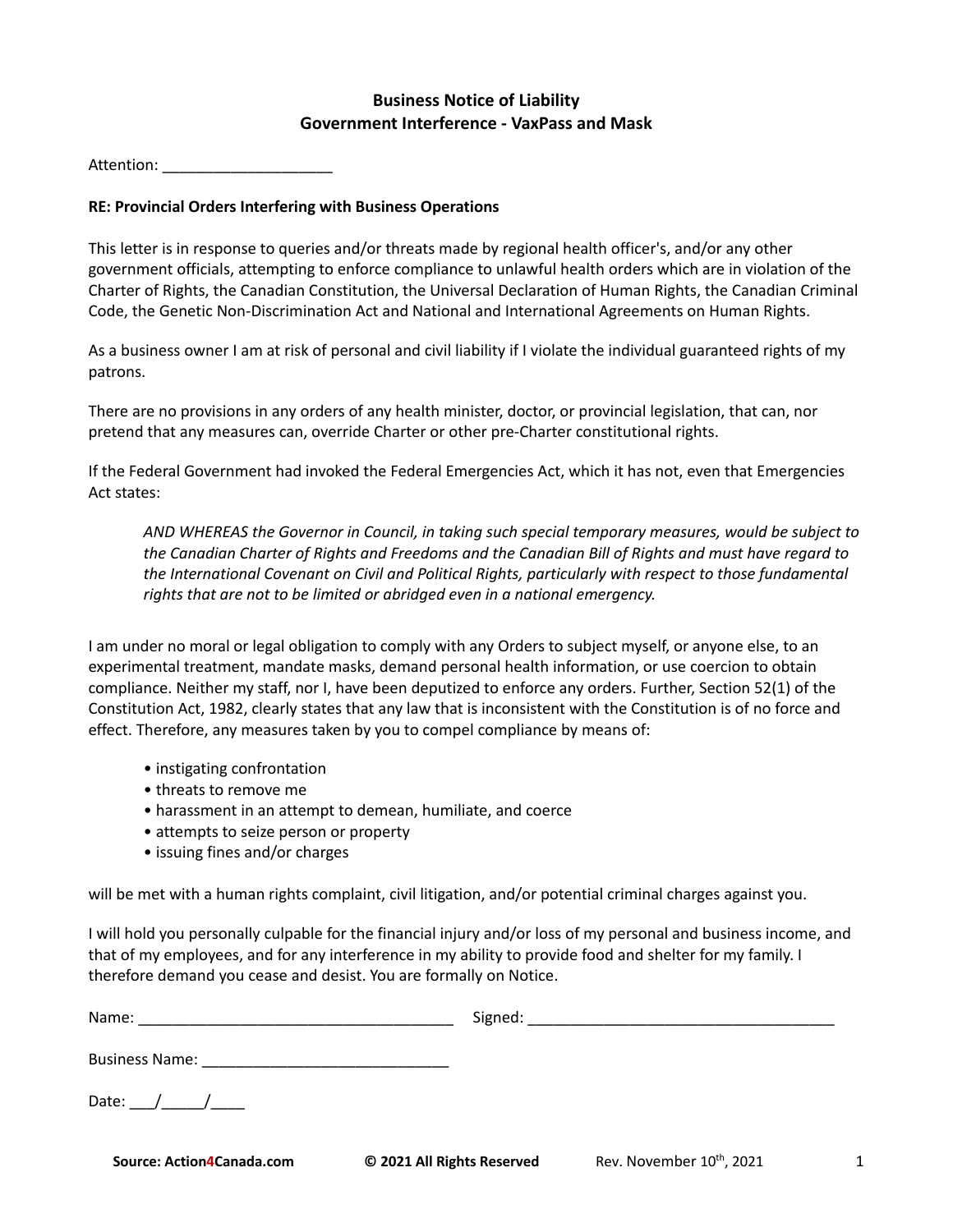# Business Notice of Liability
## Government Interference - VaxPass and Mask

Attention: ____________________

**RE: Provincial Orders Interfering with Business Operations**

This letter is in response to queries and/or threats made by regional health officer's, and/or any other government officials, attempting to enforce compliance to unlawful health orders which are in violation of the Charter of Rights, the Canadian Constitution, the Universal Declaration of Human Rights, the Canadian Criminal Code, the Genetic Non-Discrimination Act and National and International Agreements on Human Rights.

As a business owner I am at risk of personal and civil liability if I violate the individual guaranteed rights of my patrons.

There are no provisions in any orders of any health minister, doctor, or provincial legislation, that can, nor pretend that any measures can, override Charter or other pre-Charter constitutional rights.

If the Federal Government had invoked the Federal Emergencies Act, which it has not, even that Emergencies Act states:

> *AND WHEREAS the Governor in Council, in taking such special temporary measures, would be subject to the Canadian Charter of Rights and Freedoms and the Canadian Bill of Rights and must have regard to the International Covenant on Civil and Political Rights, particularly with respect to those fundamental rights that are not to be limited or abridged even in a national emergency.*

I am under no moral or legal obligation to comply with any Orders to subject myself, or anyone else, to an experimental treatment, mandate masks, demand personal health information, or use coercion to obtain compliance. Neither my staff, nor I, have been deputized to enforce any orders. Further, Section 52(1) of the Constitution Act, 1982, clearly states that any law that is inconsistent with the Constitution is of no force and effect. Therefore, any measures taken by you to compel compliance by means of:

- instigating confrontation
- threats to remove me
- harassment in an attempt to demean, humiliate, and coerce
- attempts to seize person or property
- issuing fines and/or charges

will be met with a human rights complaint, civil litigation, and/or potential criminal charges against you.

I will hold you personally culpable for the financial injury and/or loss of my personal and business income, and that of my employees, and for any interference in my ability to provide food and shelter for my family. I therefore demand you cease and desist. You are formally on Notice.

Name: ______________________________________ Signed: ____________________________________

Business Name: _____________________________

Date: ___/_____/____

**Source: Action4Canada.com** **© 2021 All Rights Reserved** Rev. November 10th, 2021